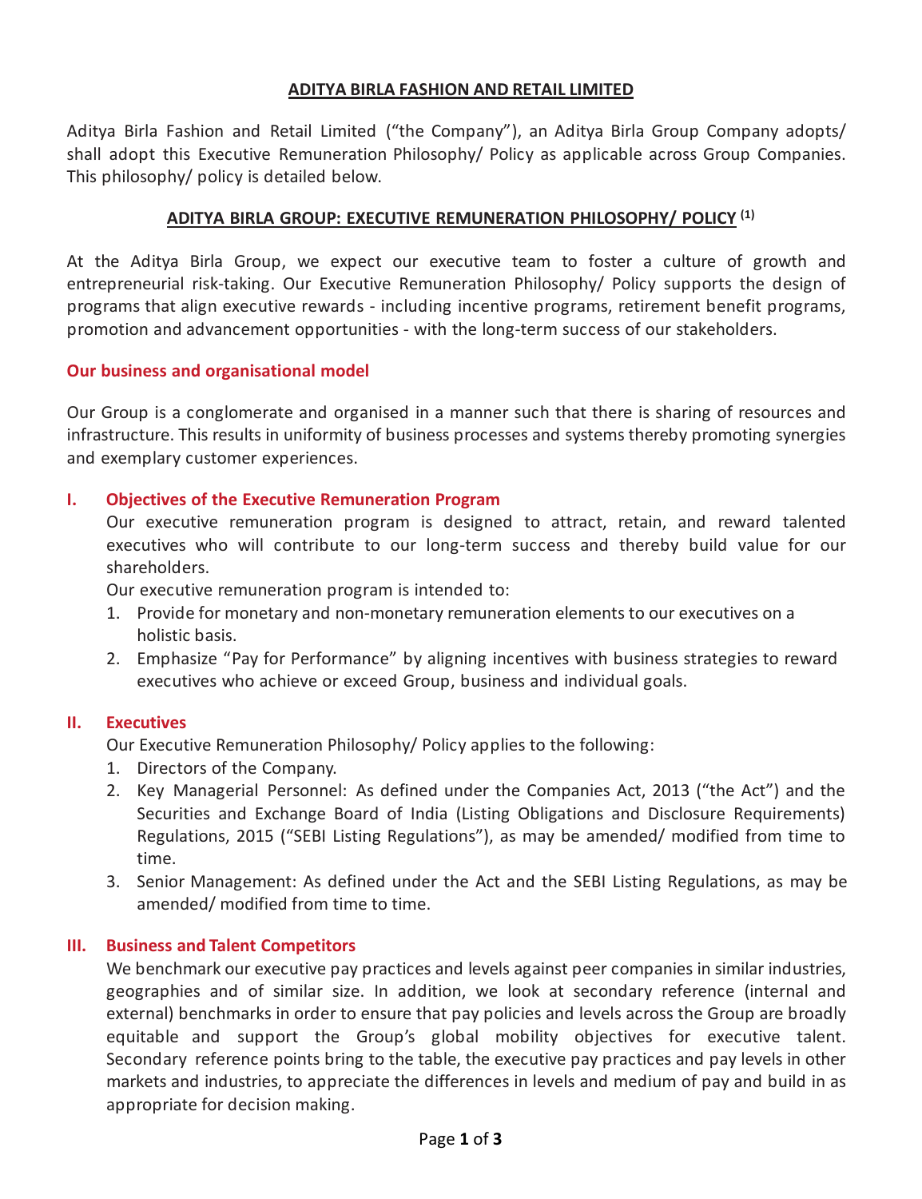# ADITYA BIRLA FASHION AND RETAIL LIMITED

Aditya Birla Fashion and Retail Limited ("the Company"), an Aditya Birla Group Company adopts/ shall adopt this Executive Remuneration Philosophy/ Policy as applicable across Group Companies. This philosophy/ policy is detailed below.

## ADITYA BIRLA GROUP: EXECUTIVE REMUNERATION PHILOSOPHY/ POLICY [1]

At the Aditya Birla Group, we expect our executive team to foster a culture of growth and entrepreneurial risk-taking. Our Executive Remuneration Philosophy/ Policy supports the design of programs that align executive rewards - including incentive programs, retirement benefit programs, promotion and advancement opportunities - with the long-term success of our stakeholders.

### Our business and organisational model

Our Group is a conglomerate and organised in a manner such that there is sharing of resources and infrastructure. This results in uniformity of business processes and systems thereby promoting synergies and exemplary customer experiences.

### I. Objectives of the Executive Remuneration Program

Our executive remuneration program is designed to attract, retain, and reward talented executives who will contribute to our long-term success and thereby build value for our shareholders.

Our executive remuneration program is intended to:

1. Provide for monetary and non-monetary remuneration elements to our executives on a holistic basis.
2. Emphasize "Pay for Performance" by aligning incentives with business strategies to reward executives who achieve or exceed Group, business and individual goals.

### II. Executives

Our Executive Remuneration Philosophy/ Policy applies to the following:

1. Directors of the Company.
2. Key Managerial Personnel: As defined under the Companies Act, 2013 ("the Act") and the Securities and Exchange Board of India (Listing Obligations and Disclosure Requirements) Regulations, 2015 ("SEBI Listing Regulations"), as may be amended/ modified from time to time.
3. Senior Management: As defined under the Act and the SEBI Listing Regulations, as may be amended/ modified from time to time.

### III. Business and Talent Competitors

We benchmark our executive pay practices and levels against peer companies in similar industries, geographies and of similar size. In addition, we look at secondary reference (internal and external) benchmarks in order to ensure that pay policies and levels across the Group are broadly equitable and support the Group's global mobility objectives for executive talent. Secondary reference points bring to the table, the executive pay practices and pay levels in other markets and industries, to appreciate the differences in levels and medium of pay and build in as appropriate for decision making.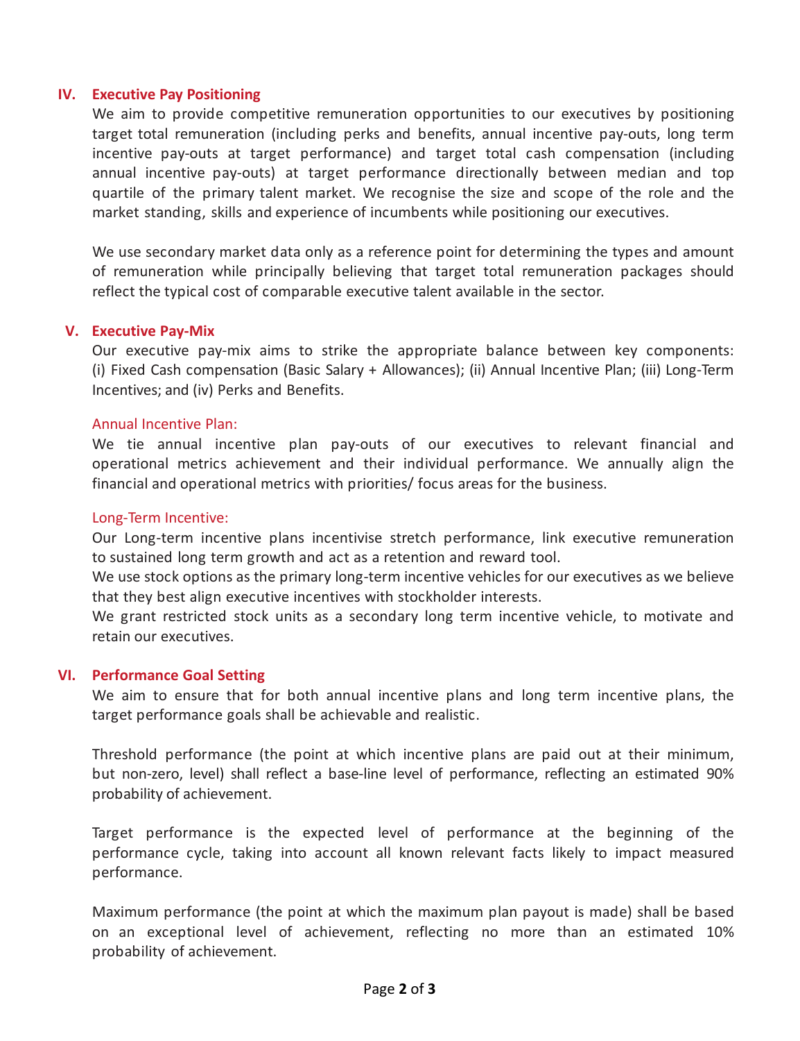## IV. Executive Pay Positioning

We aim to provide competitive remuneration opportunities to our executives by positioning target total remuneration (including perks and benefits, annual incentive pay-outs, long term incentive pay-outs at target performance) and target total cash compensation (including annual incentive pay-outs) at target performance directionally between median and top quartile of the primary talent market. We recognise the size and scope of the role and the market standing, skills and experience of incumbents while positioning our executives.

We use secondary market data only as a reference point for determining the types and amount of remuneration while principally believing that target total remuneration packages should reflect the typical cost of comparable executive talent available in the sector.

## V. Executive Pay-Mix

Our executive pay-mix aims to strike the appropriate balance between key components: (i) Fixed Cash compensation (Basic Salary + Allowances); (ii) Annual Incentive Plan; (iii) Long-Term Incentives; and (iv) Perks and Benefits.

### Annual Incentive Plan:

We tie annual incentive plan pay-outs of our executives to relevant financial and operational metrics achievement and their individual performance. We annually align the financial and operational metrics with priorities/ focus areas for the business.

### Long-Term Incentive:

Our Long-term incentive plans incentivise stretch performance, link executive remuneration to sustained long term growth and act as a retention and reward tool.

We use stock options as the primary long-term incentive vehicles for our executives as we believe that they best align executive incentives with stockholder interests.

We grant restricted stock units as a secondary long term incentive vehicle, to motivate and retain our executives.

## VI. Performance Goal Setting

We aim to ensure that for both annual incentive plans and long term incentive plans, the target performance goals shall be achievable and realistic.

Threshold performance (the point at which incentive plans are paid out at their minimum, but non-zero, level) shall reflect a base-line level of performance, reflecting an estimated 90% probability of achievement.

Target performance is the expected level of performance at the beginning of the performance cycle, taking into account all known relevant facts likely to impact measured performance.

Maximum performance (the point at which the maximum plan payout is made) shall be based on an exceptional level of achievement, reflecting no more than an estimated 10% probability of achievement.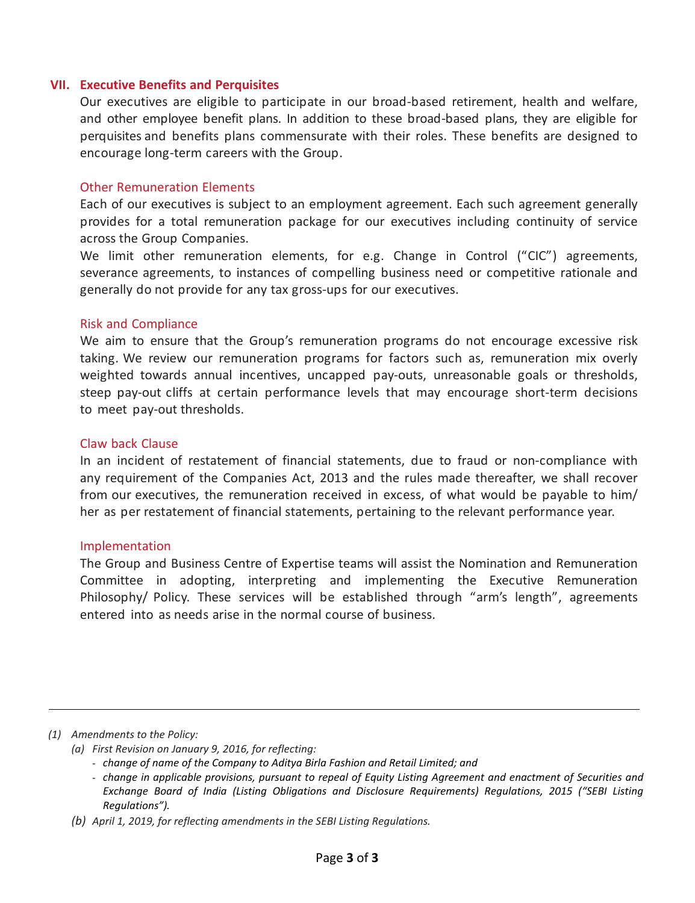## VII. Executive Benefits and Perquisites

Our executives are eligible to participate in our broad-based retirement, health and welfare, and other employee benefit plans. In addition to these broad-based plans, they are eligible for perquisites and benefits plans commensurate with their roles. These benefits are designed to encourage long-term careers with the Group.

### Other Remuneration Elements

Each of our executives is subject to an employment agreement. Each such agreement generally provides for a total remuneration package for our executives including continuity of service across the Group Companies.

We limit other remuneration elements, for e.g. Change in Control ("CIC") agreements, severance agreements, to instances of compelling business need or competitive rationale and generally do not provide for any tax gross-ups for our executives.

### Risk and Compliance

We aim to ensure that the Group's remuneration programs do not encourage excessive risk taking. We review our remuneration programs for factors such as, remuneration mix overly weighted towards annual incentives, uncapped pay-outs, unreasonable goals or thresholds, steep pay-out cliffs at certain performance levels that may encourage short-term decisions to meet pay-out thresholds.

### Claw back Clause

In an incident of restatement of financial statements, due to fraud or non-compliance with any requirement of the Companies Act, 2013 and the rules made thereafter, we shall recover from our executives, the remuneration received in excess, of what would be payable to him/ her as per restatement of financial statements, pertaining to the relevant performance year.

### Implementation

The Group and Business Centre of Expertise teams will assist the Nomination and Remuneration Committee in adopting, interpreting and implementing the Executive Remuneration Philosophy/ Policy. These services will be established through "arm's length", agreements entered into as needs arise in the normal course of business.

---

*(1) Amendments to the Policy:*

*(a) First Revision on January 9, 2016, for reflecting:*

- *change of name of the Company to Aditya Birla Fashion and Retail Limited; and*
- *change in applicable provisions, pursuant to repeal of Equity Listing Agreement and enactment of Securities and Exchange Board of India (Listing Obligations and Disclosure Requirements) Regulations, 2015 ("SEBI Listing Regulations").*

*(b) April 1, 2019, for reflecting amendments in the SEBI Listing Regulations.*